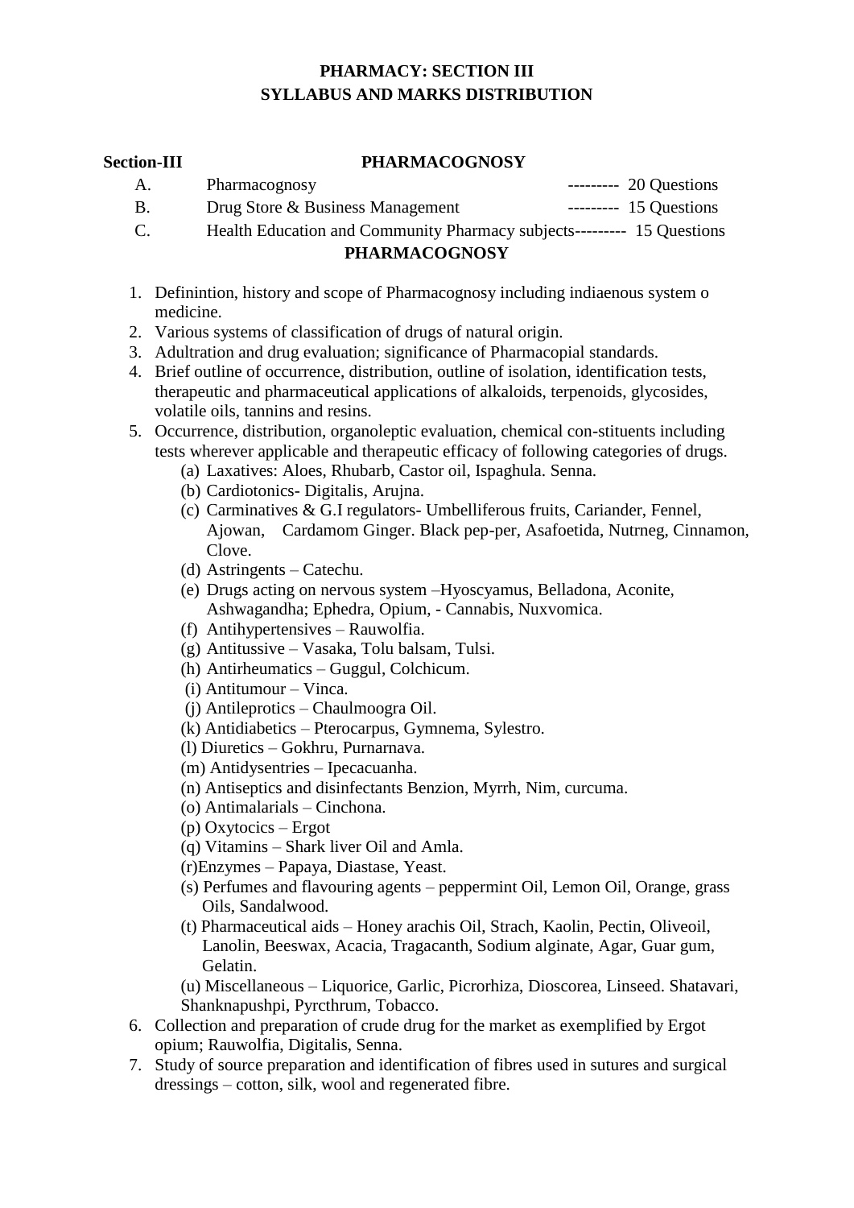# PHARMACY: SECTION III
# SYLLABUS AND MARKS DISTRIBUTION

**Section-III** **PHARMACOGNOSY**

| | | |
|---|---|---|
| A. | Pharmacognosy | --------- 20 Questions |
| B. | Drug Store & Business Management | --------- 15 Questions |
| C. | Health Education and Community Pharmacy subjects | --------- 15 Questions |

## PHARMACOGNOSY

1. Defininition, history and scope of Pharmacognosy including indiaenous system o medicine.
2. Various systems of classification of drugs of natural origin.
3. Adultration and drug evaluation; significance of Pharmacopial standards.
4. Brief outline of occurrence, distribution, outline of isolation, identification tests, therapeutic and pharmaceutical applications of alkaloids, terpenoids, glycosides, volatile oils, tannins and resins.
5. Occurrence, distribution, organoleptic evaluation, chemical con-stituents including tests wherever applicable and therapeutic efficacy of following categories of drugs.
   - (a) Laxatives: Aloes, Rhubarb, Castor oil, Ispaghula. Senna.
   - (b) Cardiotonics- Digitalis, Arujna.
   - (c) Carminatives & G.I regulators- Umbelliferous fruits, Cariander, Fennel, Ajowan, Cardamom Ginger. Black pep-per, Asafoetida, Nutrneg, Cinnamon, Clove.
   - (d) Astringents – Catechu.
   - (e) Drugs acting on nervous system –Hyoscyamus, Belladona, Aconite, Ashwagandha; Ephedra, Opium, - Cannabis, Nuxvomica.
   - (f) Antihypertensives – Rauwolfia.
   - (g) Antitussive – Vasaka, Tolu balsam, Tulsi.
   - (h) Antirheumatics – Guggul, Colchicum.
   - (i) Antitumour – Vinca.
   - (j) Antileprotics – Chaulmoogra Oil.
   - (k) Antidiabetics – Pterocarpus, Gymnema, Sylestro.
   - (l) Diuretics – Gokhru, Purnarnava.
   - (m) Antidysentries – Ipecacuanha.
   - (n) Antiseptics and disinfectants Benzion, Myrrh, Nim, curcuma.
   - (o) Antimalarials – Cinchona.
   - (p) Oxytocics – Ergot
   - (q) Vitamins – Shark liver Oil and Amla.
   - (r)Enzymes – Papaya, Diastase, Yeast.
   - (s) Perfumes and flavouring agents – peppermint Oil, Lemon Oil, Orange, grass Oils, Sandalwood.
   - (t) Pharmaceutical aids – Honey arachis Oil, Strach, Kaolin, Pectin, Oliveoil, Lanolin, Beeswax, Acacia, Tragacanth, Sodium alginate, Agar, Guar gum, Gelatin.
   - (u) Miscellaneous – Liquorice, Garlic, Picrorhiza, Dioscorea, Linseed. Shatavari, Shanknapushpi, Pyrcthrum, Tobacco.
6. Collection and preparation of crude drug for the market as exemplified by Ergot opium; Rauwolfia, Digitalis, Senna.
7. Study of source preparation and identification of fibres used in sutures and surgical dressings – cotton, silk, wool and regenerated fibre.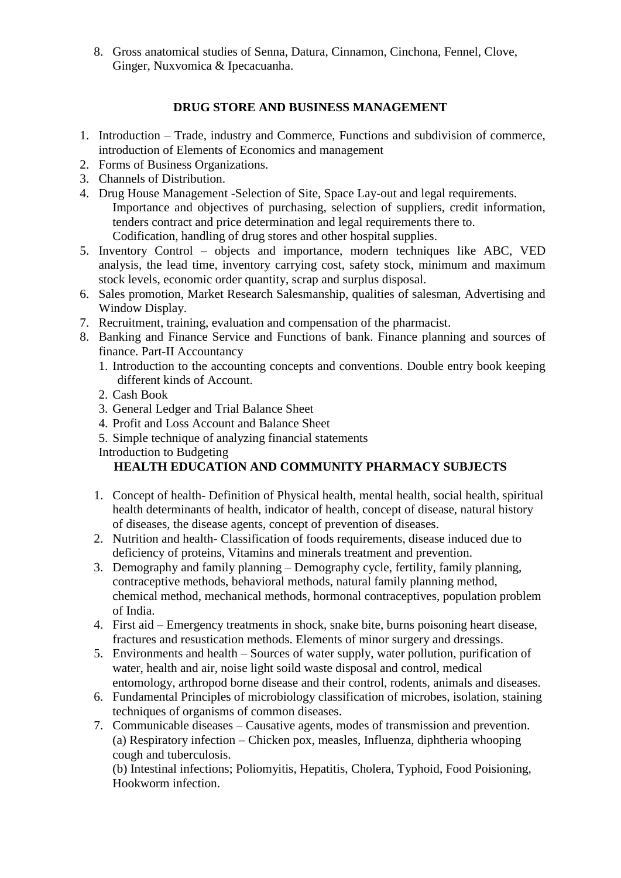8. Gross anatomical studies of Senna, Datura, Cinnamon, Cinchona, Fennel, Clove, Ginger, Nuxvomica & Ipecacuanha.

## DRUG STORE AND BUSINESS MANAGEMENT

1. Introduction – Trade, industry and Commerce, Functions and subdivision of commerce, introduction of Elements of Economics and management
2. Forms of Business Organizations.
3. Channels of Distribution.
4. Drug House Management -Selection of Site, Space Lay-out and legal requirements.
   Importance and objectives of purchasing, selection of suppliers, credit information, tenders contract and price determination and legal requirements there to.
   Codification, handling of drug stores and other hospital supplies.
5. Inventory Control – objects and importance, modern techniques like ABC, VED analysis, the lead time, inventory carrying cost, safety stock, minimum and maximum stock levels, economic order quantity, scrap and surplus disposal.
6. Sales promotion, Market Research Salesmanship, qualities of salesman, Advertising and Window Display.
7. Recruitment, training, evaluation and compensation of the pharmacist.
8. Banking and Finance Service and Functions of bank. Finance planning and sources of finance. Part-II Accountancy
   1. Introduction to the accounting concepts and conventions. Double entry book keeping different kinds of Account.
   2. Cash Book
   3. General Ledger and Trial Balance Sheet
   4. Profit and Loss Account and Balance Sheet
   5. Simple technique of analyzing financial statements

   Introduction to Budgeting

## HEALTH EDUCATION AND COMMUNITY PHARMACY SUBJECTS

1. Concept of health- Definition of Physical health, mental health, social health, spiritual health determinants of health, indicator of health, concept of disease, natural history of diseases, the disease agents, concept of prevention of diseases.
2. Nutrition and health- Classification of foods requirements, disease induced due to deficiency of proteins, Vitamins and minerals treatment and prevention.
3. Demography and family planning – Demography cycle, fertility, family planning, contraceptive methods, behavioral methods, natural family planning method, chemical method, mechanical methods, hormonal contraceptives, population problem of India.
4. First aid – Emergency treatments in shock, snake bite, burns poisoning heart disease, fractures and resustication methods. Elements of minor surgery and dressings.
5. Environments and health – Sources of water supply, water pollution, purification of water, health and air, noise light soild waste disposal and control, medical entomology, arthropod borne disease and their control, rodents, animals and diseases.
6. Fundamental Principles of microbiology classification of microbes, isolation, staining techniques of organisms of common diseases.
7. Communicable diseases – Causative agents, modes of transmission and prevention.
   (a) Respiratory infection – Chicken pox, measles, Influenza, diphtheria whooping cough and tuberculosis.
   (b) Intestinal infections; Poliomyitis, Hepatitis, Cholera, Typhoid, Food Poisioning, Hookworm infection.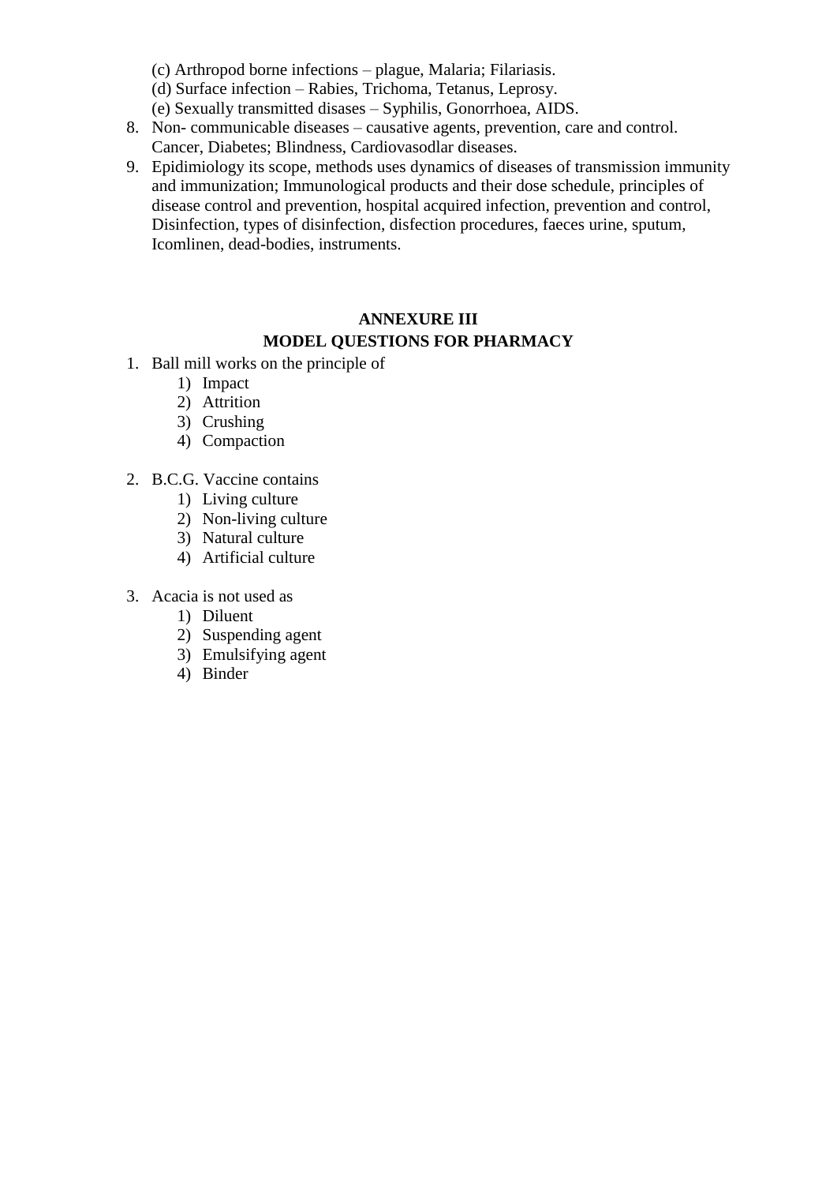(c) Arthropod borne infections – plague, Malaria; Filariasis.
(d) Surface infection – Rabies, Trichoma, Tetanus, Leprosy.
(e) Sexually transmitted disases – Syphilis, Gonorrhoea, AIDS.

8. Non- communicable diseases – causative agents, prevention, care and control. Cancer, Diabetes; Blindness, Cardiovasodlar diseases.
9. Epidimiology its scope, methods uses dynamics of diseases of transmission immunity and immunization; Immunological products and their dose schedule, principles of disease control and prevention, hospital acquired infection, prevention and control, Disinfection, types of disinfection, disfection procedures, faeces urine, sputum, Icomlinen, dead-bodies, instruments.

## ANNEXURE III
## MODEL QUESTIONS FOR PHARMACY

1. Ball mill works on the principle of
    1) Impact
    2) Attrition
    3) Crushing
    4) Compaction

2. B.C.G. Vaccine contains
    1) Living culture
    2) Non-living culture
    3) Natural culture
    4) Artificial culture

3. Acacia is not used as
    1) Diluent
    2) Suspending agent
    3) Emulsifying agent
    4) Binder